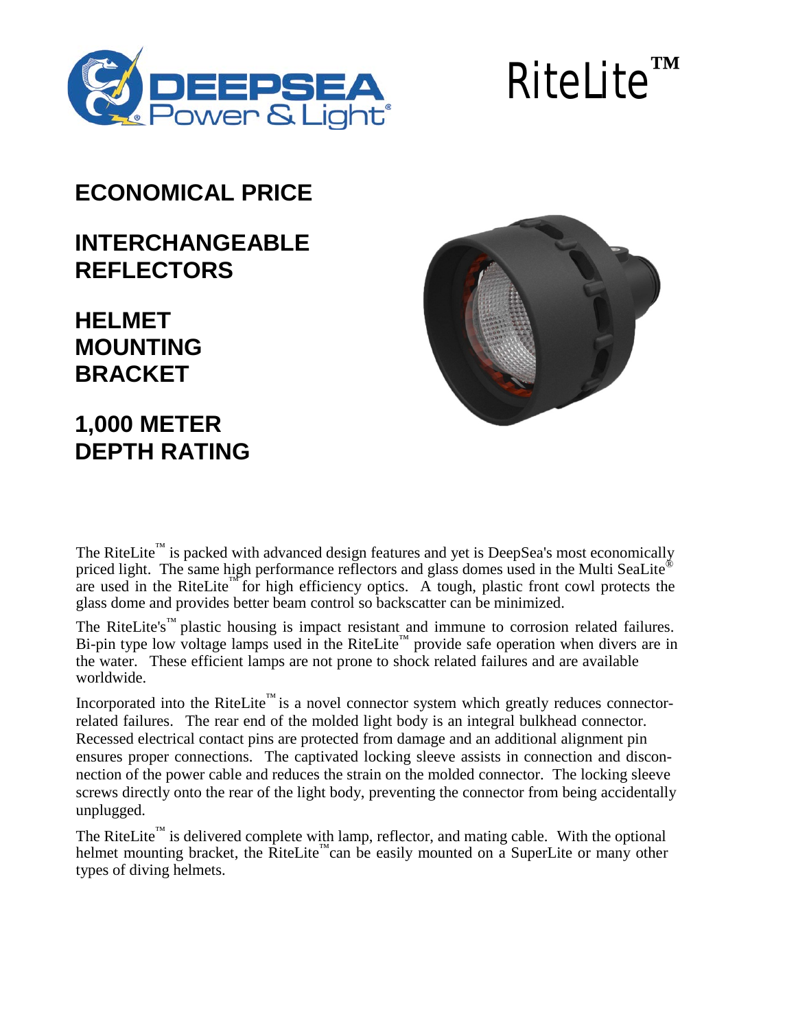# RiteLite™

## ECONOMICAL PRICE

## INTERCHANGEABLE REFLECTORS

## HELMET MOUNTING BRACKET

## 1,000 METER DEPTH RATING

The RiteLite™ is packed with advanced design features and yet is DeepSea's most economically priced light. The same high performance reflectors and glass domes used in the Multi SeaLite® are used in the RiteLite™ for high efficiency optics. A tough, plastic front cowl protects the glass dome and provides better beam control so backscatter can be minimized.

The RiteLite's™ plastic housing is impact resistant and immune to corrosion related failures. Bi-pin type low voltage lamps used in the RiteLite™ provide safe operation when divers are in the water. These efficient lamps are not prone to shock related failures and are available worldwide.

Incorporated into the RiteLite™ is a novel connector system which greatly reduces connector-related failures. The rear end of the molded light body is an integral bulkhead connector. Recessed electrical contact pins are protected from damage and an additional alignment pin ensures proper connections. The captivated locking sleeve assists in connection and disconnection of the power cable and reduces the strain on the molded connector. The locking sleeve screws directly onto the rear of the light body, preventing the connector from being accidentally unplugged.

The RiteLite™ is delivered complete with lamp, reflector, and mating cable. With the optional helmet mounting bracket, the RiteLite™ can be easily mounted on a SuperLite or many other types of diving helmets.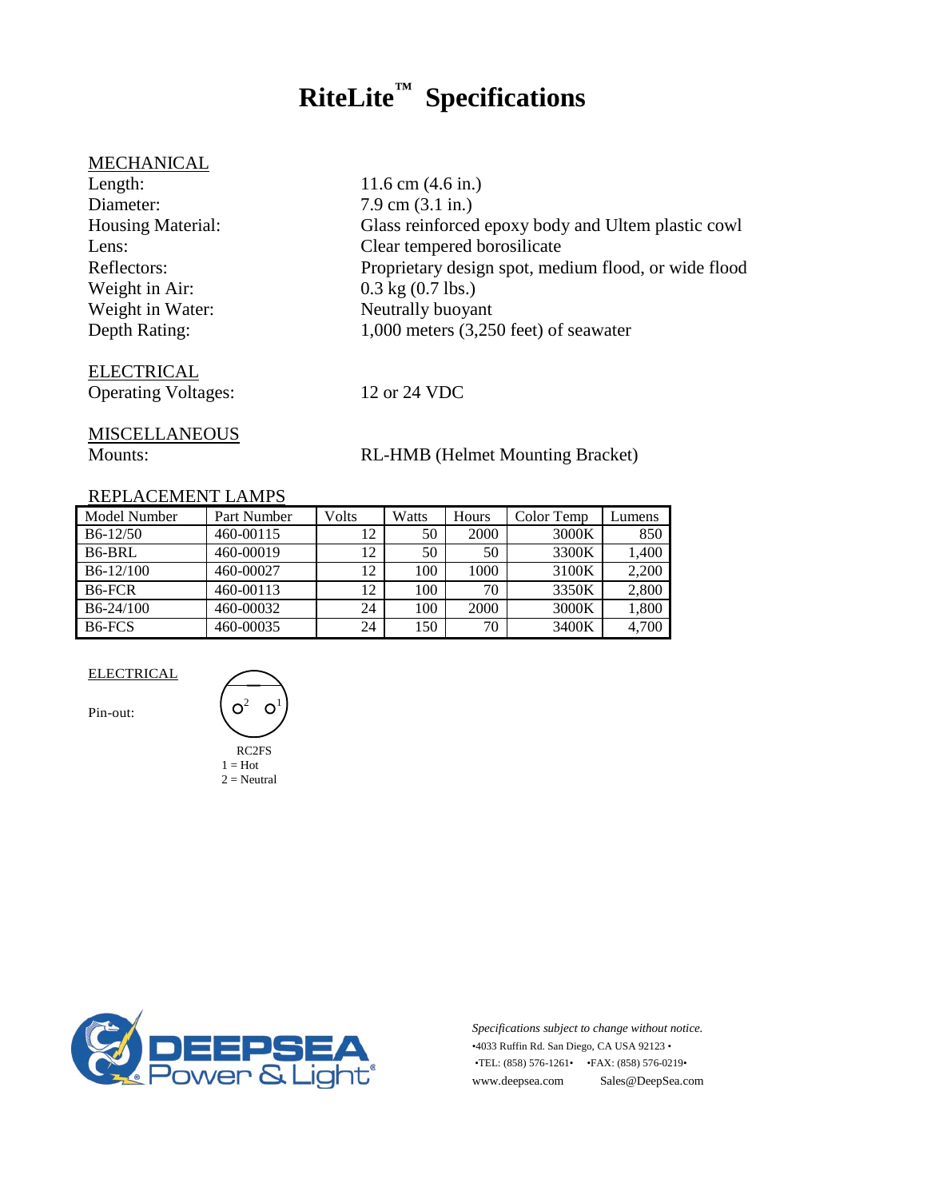# RiteLite™ Specifications

MECHANICAL

| | |
|---|---|
| Length: | 11.6 cm (4.6 in.) |
| Diameter: | 7.9 cm (3.1 in.) |
| Housing Material: | Glass reinforced epoxy body and Ultem plastic cowl |
| Lens: | Clear tempered borosilicate |
| Reflectors: | Proprietary design spot, medium flood, or wide flood |
| Weight in Air: | 0.3 kg (0.7 lbs.) |
| Weight in Water: | Neutrally buoyant |
| Depth Rating: | 1,000 meters (3,250 feet) of seawater |

ELECTRICAL

Operating Voltages: 12 or 24 VDC

MISCELLANEOUS

Mounts: RL-HMB (Helmet Mounting Bracket)

REPLACEMENT LAMPS

| Model Number | Part Number | Volts | Watts | Hours | Color Temp | Lumens |
|---|---|---|---|---|---|---|
| B6-12/50 | 460-00115 | 12 | 50 | 2000 | 3000K | 850 |
| B6-BRL | 460-00019 | 12 | 50 | 50 | 3300K | 1,400 |
| B6-12/100 | 460-00027 | 12 | 100 | 1000 | 3100K | 2,200 |
| B6-FCR | 460-00113 | 12 | 100 | 70 | 3350K | 2,800 |
| B6-24/100 | 460-00032 | 24 | 100 | 2000 | 3000K | 1,800 |
| B6-FCS | 460-00035 | 24 | 150 | 70 | 3400K | 4,700 |

ELECTRICAL

Pin-out:

RC2FS
1 = Hot
2 = Neutral

DEEPSEA Power & Light®

*Specifications subject to change without notice.*
•4033 Ruffin Rd. San Diego, CA USA 92123 •
•TEL: (858) 576-1261• •FAX: (858) 576-0219•
www.deepsea.com Sales@DeepSea.com